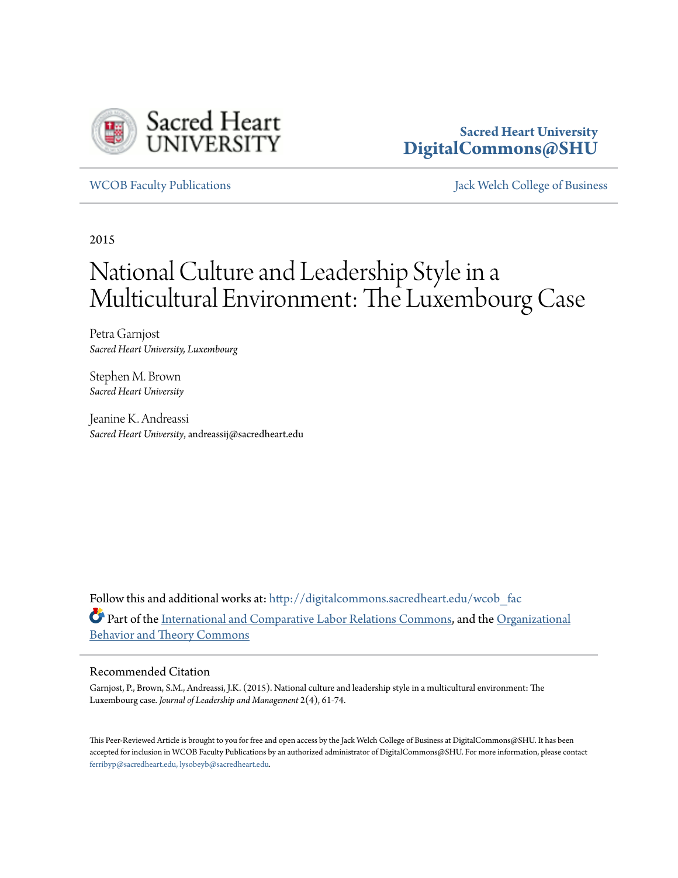Sacred Heart University
DigitalCommons@SHU

WCOB Faculty Publications | Jack Welch College of Business

2015

# National Culture and Leadership Style in a Multicultural Environment: The Luxembourg Case

Petra Garnjost
*Sacred Heart University, Luxembourg*

Stephen M. Brown
*Sacred Heart University*

Jeanine K. Andreassi
*Sacred Heart University*, andreassij@sacredheart.edu

Follow this and additional works at: http://digitalcommons.sacredheart.edu/wcob_fac

Part of the International and Comparative Labor Relations Commons, and the Organizational Behavior and Theory Commons

## Recommended Citation

Garnjost, P., Brown, S.M., Andreassi, J.K. (2015). National culture and leadership style in a multicultural environment: The Luxembourg case. *Journal of Leadership and Management* 2(4), 61-74.

This Peer-Reviewed Article is brought to you for free and open access by the Jack Welch College of Business at DigitalCommons@SHU. It has been accepted for inclusion in WCOB Faculty Publications by an authorized administrator of DigitalCommons@SHU. For more information, please contact ferribyp@sacredheart.edu, lysobeyb@sacredheart.edu.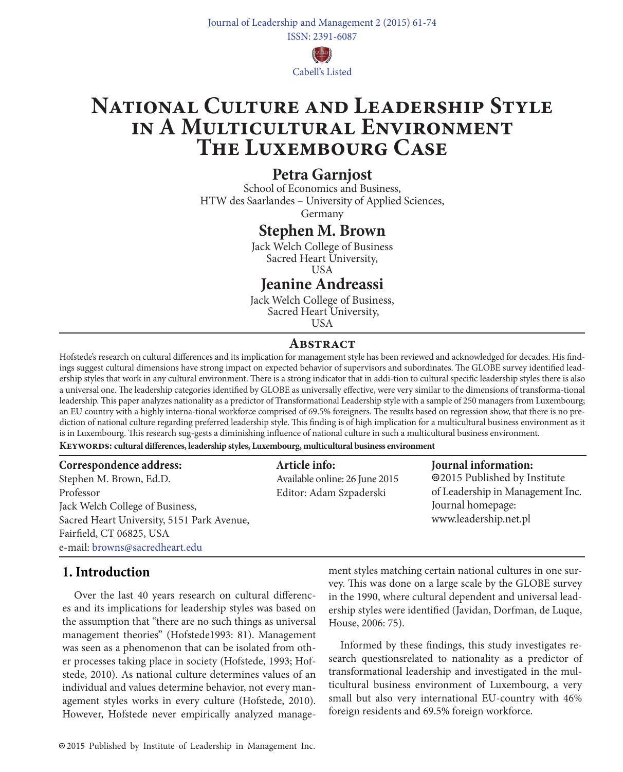# National Culture and Leadership Style in A Multicultural Environment The Luxembourg Case

## Petra Garnjost

School of Economics and Business,
HTW des Saarlandes – University of Applied Sciences,
Germany

## Stephen M. Brown

Jack Welch College of Business
Sacred Heart University,
USA

## Jeanine Andreassi

Jack Welch College of Business,
Sacred Heart University,
USA

## Abstract

Hofstede's research on cultural differences and its implication for management style has been reviewed and acknowledged for decades. His findings suggest cultural dimensions have strong impact on expected behavior of supervisors and subordinates. The GLOBE survey identified leadership styles that work in any cultural environment. There is a strong indicator that in addi-tion to cultural specific leadership styles there is also a universal one. The leadership categories identified by GLOBE as universally effective, were very similar to the dimensions of transforma-tional leadership. This paper analyzes nationality as a predictor of Transformational Leadership style with a sample of 250 managers from Luxembourg; an EU country with a highly interna-tional workforce comprised of 69.5% foreigners. The results based on regression show, that there is no prediction of national culture regarding preferred leadership style. This finding is of high implication for a multicultural business environment as it is in Luxembourg. This research sug-gests a diminishing influence of national culture in such a multicultural business environment.

**Keywords: cultural differences, leadership styles, Luxembourg, multicultural business environment**

**Correspondence address:**
Stephen M. Brown, Ed.D.
Professor
Jack Welch College of Business,
Sacred Heart University, 5151 Park Avenue,
Fairfield, CT 06825, USA
e-mail: browns@sacredheart.edu

**Article info:**
Available online: 26 June 2015
Editor: Adam Szpaderski

**Journal information:**
©2015 Published by Institute of Leadership in Management Inc.
Journal homepage: www.leadership.net.pl

## 1. Introduction

Over the last 40 years research on cultural differences and its implications for leadership styles was based on the assumption that "there are no such things as universal management theories" (Hofstede1993: 81). Management was seen as a phenomenon that can be isolated from other processes taking place in society (Hofstede, 1993; Hofstede, 2010). As national culture determines values of an individual and values determine behavior, not every management styles works in every culture (Hofstede, 2010). However, Hofstede never empirically analyzed management styles matching certain national cultures in one survey. This was done on a large scale by the GLOBE survey in the 1990, where cultural dependent and universal leadership styles were identified (Javidan, Dorfman, de Luque, House, 2006: 75).

Informed by these findings, this study investigates research questionsrelated to nationality as a predictor of transformational leadership and investigated in the multicultural business environment of Luxembourg, a very small but also very international EU-country with 46% foreign residents and 69.5% foreign workforce.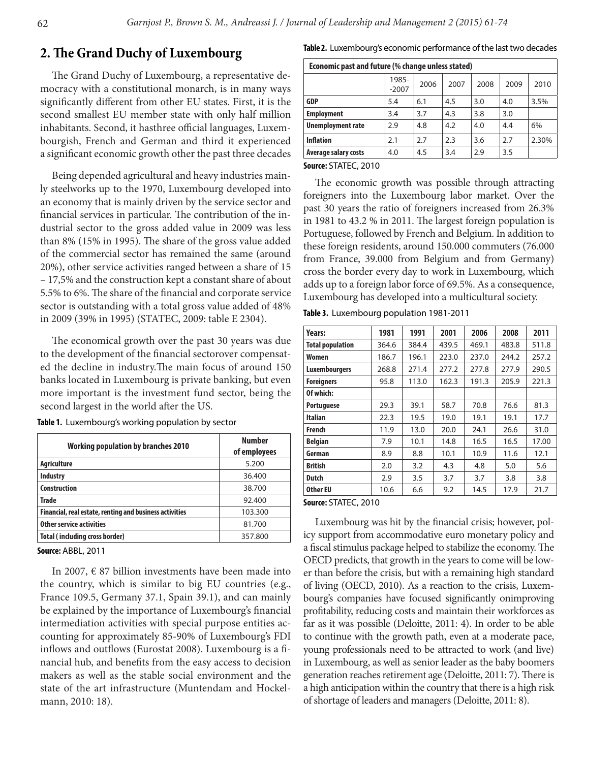## 2. The Grand Duchy of Luxembourg

The Grand Duchy of Luxembourg, a representative democracy with a constitutional monarch, is in many ways significantly different from other EU states. First, it is the second smallest EU member state with only half million inhabitants. Second, it hasthree official languages, Luxembourgish, French and German and third it experienced a significant economic growth other the past three decades

Being depended agricultural and heavy industries mainly steelworks up to the 1970, Luxembourg developed into an economy that is mainly driven by the service sector and financial services in particular. The contribution of the industrial sector to the gross added value in 2009 was less than 8% (15% in 1995). The share of the gross value added of the commercial sector has remained the same (around 20%), other service activities ranged between a share of 15 – 17,5% and the construction kept a constant share of about 5.5% to 6%. The share of the financial and corporate service sector is outstanding with a total gross value added of 48% in 2009 (39% in 1995) (STATEC, 2009: table E 2304).

The economical growth over the past 30 years was due to the development of the financial sectorover compensated the decline in industry.The main focus of around 150 banks located in Luxembourg is private banking, but even more important is the investment fund sector, being the second largest in the world after the US.

**Table 1.** Luxembourg's working population by sector

| Working population by branches 2010 | Number of employees |
|---|---|
| **Agriculture** | 5.200 |
| **Industry** | 36.400 |
| **Construction** | 38.700 |
| **Trade** | 92.400 |
| **Financial, real estate, renting and business activities** | 103.300 |
| **Other service activities** | 81.700 |
| **Total ( including cross border)** | 357.800 |

**Source:** ABBL, 2011

In 2007, € 87 billion investments have been made into the country, which is similar to big EU countries (e.g., France 109.5, Germany 37.1, Spain 39.1), and can mainly be explained by the importance of Luxembourg's financial intermediation activities with special purpose entities accounting for approximately 85-90% of Luxembourg's FDI inflows and outflows (Eurostat 2008). Luxembourg is a financial hub, and benefits from the easy access to decision makers as well as the stable social environment and the state of the art infrastructure (Muntendam and Hockelmann, 2010: 18).

**Table 2.** Luxembourg's economic performance of the last two decades

| Economic past and future (% change unless stated) | | | | | | |
|---|---|---|---|---|---|---|
| | 1985-2007 | 2006 | 2007 | 2008 | 2009 | 2010 |
| **GDP** | 5.4 | 6.1 | 4.5 | 3.0 | 4.0 | 3.5% |
| **Employment** | 3.4 | 3.7 | 4.3 | 3.8 | 3.0 | |
| **Unemployment rate** | 2.9 | 4.8 | 4.2 | 4.0 | 4.4 | 6% |
| **Inflation** | 2.1 | 2.7 | 2.3 | 3.6 | 2.7 | 2.30% |
| **Average salary costs** | 4.0 | 4.5 | 3.4 | 2.9 | 3.5 | |

**Source:** STATEC, 2010

The economic growth was possible through attracting foreigners into the Luxembourg labor market. Over the past 30 years the ratio of foreigners increased from 26.3% in 1981 to 43.2 % in 2011. The largest foreign population is Portuguese, followed by French and Belgium. In addition to these foreign residents, around 150.000 commuters (76.000 from France, 39.000 from Belgium and from Germany) cross the border every day to work in Luxembourg, which adds up to a foreign labor force of 69.5%. As a consequence, Luxembourg has developed into a multicultural society.

**Table 3.** Luxembourg population 1981-2011

| Years: | 1981 | 1991 | 2001 | 2006 | 2008 | 2011 |
|---|---|---|---|---|---|---|
| **Total population** | 364.6 | 384.4 | 439.5 | 469.1 | 483.8 | 511.8 |
| **Women** | 186.7 | 196.1 | 223.0 | 237.0 | 244.2 | 257.2 |
| **Luxembourgers** | 268.8 | 271.4 | 277.2 | 277.8 | 277.9 | 290.5 |
| **Foreigners** | 95.8 | 113.0 | 162.3 | 191.3 | 205.9 | 221.3 |
| **Of which:** | | | | | | |
| **Portuguese** | 29.3 | 39.1 | 58.7 | 70.8 | 76.6 | 81.3 |
| **Italian** | 22.3 | 19.5 | 19.0 | 19.1 | 19.1 | 17.7 |
| **French** | 11.9 | 13.0 | 20.0 | 24.1 | 26.6 | 31.0 |
| **Belgian** | 7.9 | 10.1 | 14.8 | 16.5 | 16.5 | 17.00 |
| **German** | 8.9 | 8.8 | 10.1 | 10.9 | 11.6 | 12.1 |
| **British** | 2.0 | 3.2 | 4.3 | 4.8 | 5.0 | 5.6 |
| **Dutch** | 2.9 | 3.5 | 3.7 | 3.7 | 3.8 | 3.8 |
| **Other EU** | 10.6 | 6.6 | 9.2 | 14.5 | 17.9 | 21.7 |

**Source:** STATEC, 2010

Luxembourg was hit by the financial crisis; however, policy support from accommodative euro monetary policy and a fiscal stimulus package helped to stabilize the economy. The OECD predicts, that growth in the years to come will be lower than before the crisis, but with a remaining high standard of living (OECD, 2010). As a reaction to the crisis, Luxembourg's companies have focused significantly onimproving profitability, reducing costs and maintain their workforces as far as it was possible (Deloitte, 2011: 4). In order to be able to continue with the growth path, even at a moderate pace, young professionals need to be attracted to work (and live) in Luxembourg, as well as senior leader as the baby boomers generation reaches retirement age (Deloitte, 2011: 7). There is a high anticipation within the country that there is a high risk of shortage of leaders and managers (Deloitte, 2011: 8).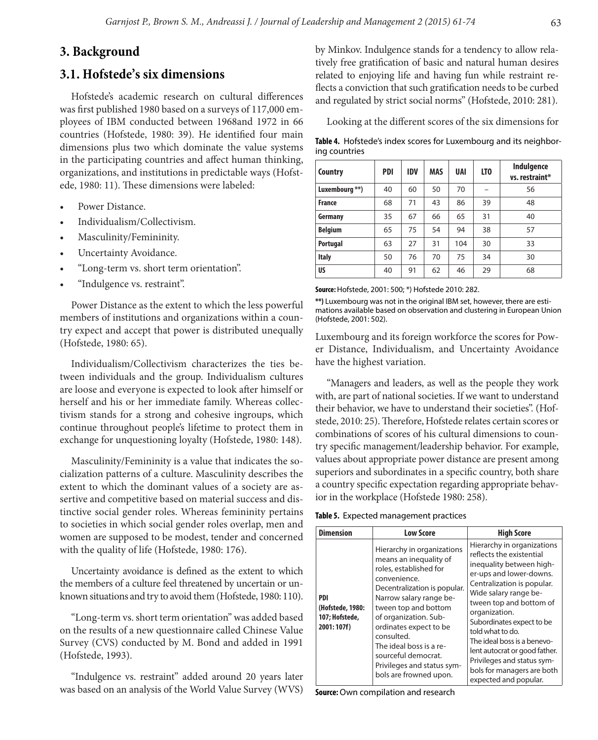## 3. Background

## 3.1. Hofstede's six dimensions

Hofstede's academic research on cultural differences was first published 1980 based on a surveys of 117,000 employees of IBM conducted between 1968and 1972 in 66 countries (Hofstede, 1980: 39). He identified four main dimensions plus two which dominate the value systems in the participating countries and affect human thinking, organizations, and institutions in predictable ways (Hofstede, 1980: 11). These dimensions were labeled:

- Power Distance.
- Individualism/Collectivism.
- Masculinity/Femininity.
- Uncertainty Avoidance.
- "Long-term vs. short term orientation".
- "Indulgence vs. restraint".

Power Distance as the extent to which the less powerful members of institutions and organizations within a country expect and accept that power is distributed unequally (Hofstede, 1980: 65).

Individualism/Collectivism characterizes the ties between individuals and the group. Individualism cultures are loose and everyone is expected to look after himself or herself and his or her immediate family. Whereas collectivism stands for a strong and cohesive ingroups, which continue throughout people's lifetime to protect them in exchange for unquestioning loyalty (Hofstede, 1980: 148).

Masculinity/Femininity is a value that indicates the socialization patterns of a culture. Masculinity describes the extent to which the dominant values of a society are assertive and competitive based on material success and distinctive social gender roles. Whereas femininity pertains to societies in which social gender roles overlap, men and women are supposed to be modest, tender and concerned with the quality of life (Hofstede, 1980: 176).

Uncertainty avoidance is defined as the extent to which the members of a culture feel threatened by uncertain or unknown situations and try to avoid them (Hofstede, 1980: 110).

"Long-term vs. short term orientation" was added based on the results of a new questionnaire called Chinese Value Survey (CVS) conducted by M. Bond and added in 1991 (Hofstede, 1993).

"Indulgence vs. restraint" added around 20 years later was based on an analysis of the World Value Survey (WVS) by Minkov. Indulgence stands for a tendency to allow relatively free gratification of basic and natural human desires related to enjoying life and having fun while restraint reflects a conviction that such gratification needs to be curbed and regulated by strict social norms" (Hofstede, 2010: 281).

Looking at the different scores of the six dimensions for Luxembourg and its foreign workforce the scores for Power Distance, Individualism, and Uncertainty Avoidance have the highest variation.

**Table 4.** Hofstede's index scores for Luxembourg and its neighboring countries

| Country | PDI | IDV | MAS | UAI | LTO | Indulgence vs. restraint* |
|---|---|---|---|---|---|---|
| Luxembourg **) | 40 | 60 | 50 | 70 | – | 56 |
| France | 68 | 71 | 43 | 86 | 39 | 48 |
| Germany | 35 | 67 | 66 | 65 | 31 | 40 |
| Belgium | 65 | 75 | 54 | 94 | 38 | 57 |
| Portugal | 63 | 27 | 31 | 104 | 30 | 33 |
| Italy | 50 | 76 | 70 | 75 | 34 | 30 |
| US | 40 | 91 | 62 | 46 | 29 | 68 |

**Source:** Hofstede, 2001: 500; *) Hofstede 2010: 282.

**\*\*)** Luxembourg was not in the original IBM set, however, there are estimations available based on observation and clustering in European Union (Hofstede, 2001: 502).

"Managers and leaders, as well as the people they work with, are part of national societies. If we want to understand their behavior, we have to understand their societies". (Hofstede, 2010: 25). Therefore, Hofstede relates certain scores or combinations of scores of his cultural dimensions to country specific management/leadership behavior. For example, values about appropriate power distance are present among superiors and subordinates in a specific country, both share a country specific expectation regarding appropriate behavior in the workplace (Hofstede 1980: 258).

**Table 5.** Expected management practices

| Dimension | Low Score | High Score |
|---|---|---|
| PDI (Hofstede, 1980: 107; Hofstede, 2001: 107f) | Hierarchy in organizations means an inequality of roles, established for convenience. Decentralization is popular. Narrow salary range between top and bottom of organization. Subordinates expect to be consulted. The ideal boss is a resourceful democrat. Privileges and status symbols are frowned upon. | Hierarchy in organizations reflects the existential inequality between higher-ups and lower-downs. Centralization is popular. Wide salary range between top and bottom of organization. Subordinates expect to be told what to do. The ideal boss is a benevolent autocrat or good father. Privileges and status symbols for managers are both expected and popular. |

**Source:** Own compilation and research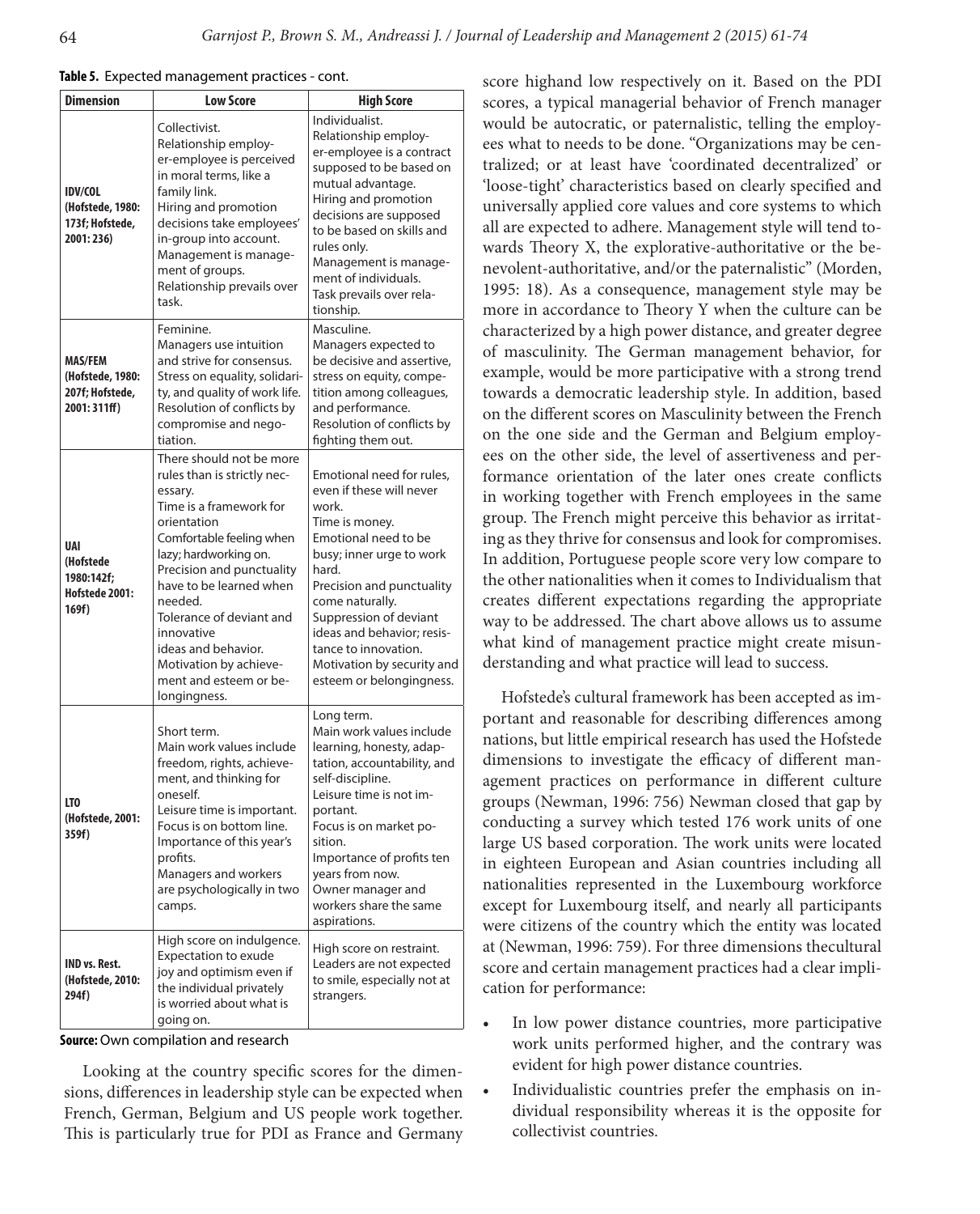**Table 5.** Expected management practices - cont.

| Dimension | Low Score | High Score |
|---|---|---|
| **IDV/COL (Hofstede, 1980: 173f; Hofstede, 2001: 236)** | Collectivist. Relationship employer-employee is perceived in moral terms, like a family link. Hiring and promotion decisions take employees' in-group into account. Management is management of groups. Relationship prevails over task. | Individualist. Relationship employer-employee is a contract supposed to be based on mutual advantage. Hiring and promotion decisions are supposed to be based on skills and rules only. Management is management of individuals. Task prevails over relationship. |
| **MAS/FEM (Hofstede, 1980: 207f; Hofstede, 2001: 311ff)** | Feminine. Managers use intuition and strive for consensus. Stress on equality, solidarity, and quality of work life. Resolution of conflicts by compromise and negotiation. | Masculine. Managers expected to be decisive and assertive, stress on equity, competition among colleagues, and performance. Resolution of conflicts by fighting them out. |
| **UAI (Hofstede 1980:142f; Hofstede 2001: 169f)** | There should not be more rules than is strictly necessary. Time is a framework for orientation Comfortable feeling when lazy; hardworking on. Precision and punctuality have to be learned when needed. Tolerance of deviant and innovative ideas and behavior. Motivation by achievement and esteem or belongingness. | Emotional need for rules, even if these will never work. Time is money. Emotional need to be busy; inner urge to work hard. Precision and punctuality come naturally. Suppression of deviant ideas and behavior; resistance to innovation. Motivation by security and esteem or belongingness. |
| **LTO (Hofstede, 2001: 359f)** | Short term. Main work values include freedom, rights, achievement, and thinking for oneself. Leisure time is important. Focus is on bottom line. Importance of this year's profits. Managers and workers are psychologically in two camps. | Long term. Main work values include learning, honesty, adaptation, accountability, and self-discipline. Leisure time is not important. Focus is on market position. Importance of profits ten years from now. Owner manager and workers share the same aspirations. |
| **IND vs. Rest. (Hofstede, 2010: 294f)** | High score on indulgence. Expectation to exude joy and optimism even if the individual privately is worried about what is going on. | High score on restraint. Leaders are not expected to smile, especially not at strangers. |

**Source:** Own compilation and research

Looking at the country specific scores for the dimensions, differences in leadership style can be expected when French, German, Belgium and US people work together. This is particularly true for PDI as France and Germany score highand low respectively on it. Based on the PDI scores, a typical managerial behavior of French manager would be autocratic, or paternalistic, telling the employees what to needs to be done. "Organizations may be centralized; or at least have 'coordinated decentralized' or 'loose-tight' characteristics based on clearly specified and universally applied core values and core systems to which all are expected to adhere. Management style will tend towards Theory X, the explorative-authoritative or the benevolent-authoritative, and/or the paternalistic" (Morden, 1995: 18). As a consequence, management style may be more in accordance to Theory Y when the culture can be characterized by a high power distance, and greater degree of masculinity. The German management behavior, for example, would be more participative with a strong trend towards a democratic leadership style. In addition, based on the different scores on Masculinity between the French on the one side and the German and Belgium employees on the other side, the level of assertiveness and performance orientation of the later ones create conflicts in working together with French employees in the same group. The French might perceive this behavior as irritating as they thrive for consensus and look for compromises. In addition, Portuguese people score very low compare to the other nationalities when it comes to Individualism that creates different expectations regarding the appropriate way to be addressed. The chart above allows us to assume what kind of management practice might create misunderstanding and what practice will lead to success.

Hofstede's cultural framework has been accepted as important and reasonable for describing differences among nations, but little empirical research has used the Hofstede dimensions to investigate the efficacy of different management practices on performance in different culture groups (Newman, 1996: 756) Newman closed that gap by conducting a survey which tested 176 work units of one large US based corporation. The work units were located in eighteen European and Asian countries including all nationalities represented in the Luxembourg workforce except for Luxembourg itself, and nearly all participants were citizens of the country which the entity was located at (Newman, 1996: 759). For three dimensions thecultural score and certain management practices had a clear implication for performance:

- In low power distance countries, more participative work units performed higher, and the contrary was evident for high power distance countries.
- Individualistic countries prefer the emphasis on individual responsibility whereas it is the opposite for collectivist countries.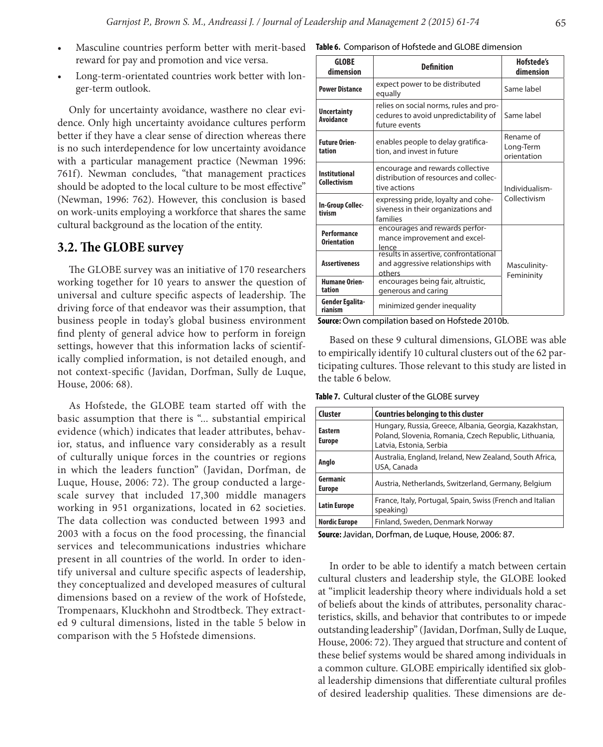- Masculine countries perform better with merit-based reward for pay and promotion and vice versa.
- Long-term-orientated countries work better with longer-term outlook.

Only for uncertainty avoidance, wasthere no clear evidence. Only high uncertainty avoidance cultures perform better if they have a clear sense of direction whereas there is no such interdependence for low uncertainty avoidance with a particular management practice (Newman 1996: 761f). Newman concludes, "that management practices should be adopted to the local culture to be most effective" (Newman, 1996: 762). However, this conclusion is based on work-units employing a workforce that shares the same cultural background as the location of the entity.

## 3.2. The GLOBE survey

The GLOBE survey was an initiative of 170 researchers working together for 10 years to answer the question of universal and culture specific aspects of leadership. The driving force of that endeavor was their assumption, that business people in today's global business environment find plenty of general advice how to perform in foreign settings, however that this information lacks of scientifically complied information, is not detailed enough, and not context-specific (Javidan, Dorfman, Sully de Luque, House, 2006: 68).

As Hofstede, the GLOBE team started off with the basic assumption that there is "... substantial empirical evidence (which) indicates that leader attributes, behavior, status, and influence vary considerably as a result of culturally unique forces in the countries or regions in which the leaders function" (Javidan, Dorfman, de Luque, House, 2006: 72). The group conducted a large-scale survey that included 17,300 middle managers working in 951 organizations, located in 62 societies. The data collection was conducted between 1993 and 2003 with a focus on the food processing, the financial services and telecommunications industries whichare present in all countries of the world. In order to identify universal and culture specific aspects of leadership, they conceptualized and developed measures of cultural dimensions based on a review of the work of Hofstede, Trompenaars, Kluckhohn and Strodtbeck. They extracted 9 cultural dimensions, listed in the table 5 below in comparison with the 5 Hofstede dimensions.

**Table 6.** Comparison of Hofstede and GLOBE dimension

| GLOBE dimension | Definition | Hofstede's dimension |
|---|---|---|
| Power Distance | expect power to be distributed equally | Same label |
| Uncertainty Avoidance | relies on social norms, rules and procedures to avoid unpredictability of future events | Same label |
| Future Orientation | enables people to delay gratification, and invest in future | Rename of Long-Term orientation |
| Institutional Collectivism | encourage and rewards collective distribution of resources and collective actions | Individualism-Collectivism |
| In-Group Collectivism | expressing pride, loyalty and cohesiveness in their organizations and families | |
| Performance Orientation | encourages and rewards performance improvement and excellence | Masculinity-Femininity |
| Assertiveness | results in assertive, confrontational and aggressive relationships with others | |
| Humane Orientation | encourages being fair, altruistic, generous and caring | |
| Gender Egalitarianism | minimized gender inequality | |

**Source:** Own compilation based on Hofstede 2010b.

Based on these 9 cultural dimensions, GLOBE was able to empirically identify 10 cultural clusters out of the 62 participating cultures. Those relevant to this study are listed in the table 6 below.

**Table 7.** Cultural cluster of the GLOBE survey

| Cluster | Countries belonging to this cluster |
|---|---|
| Eastern Europe | Hungary, Russia, Greece, Albania, Georgia, Kazakhstan, Poland, Slovenia, Romania, Czech Republic, Lithuania, Latvia, Estonia, Serbia |
| Anglo | Australia, England, Ireland, New Zealand, South Africa, USA, Canada |
| Germanic Europe | Austria, Netherlands, Switzerland, Germany, Belgium |
| Latin Europe | France, Italy, Portugal, Spain, Swiss (French and Italian speaking) |
| Nordic Europe | Finland, Sweden, Denmark Norway |

**Source:** Javidan, Dorfman, de Luque, House, 2006: 87.

In order to be able to identify a match between certain cultural clusters and leadership style, the GLOBE looked at "implicit leadership theory where individuals hold a set of beliefs about the kinds of attributes, personality characteristics, skills, and behavior that contributes to or impede outstanding leadership" (Javidan, Dorfman, Sully de Luque, House, 2006: 72). They argued that structure and content of these belief systems would be shared among individuals in a common culture. GLOBE empirically identified six global leadership dimensions that differentiate cultural profiles of desired leadership qualities. These dimensions are de-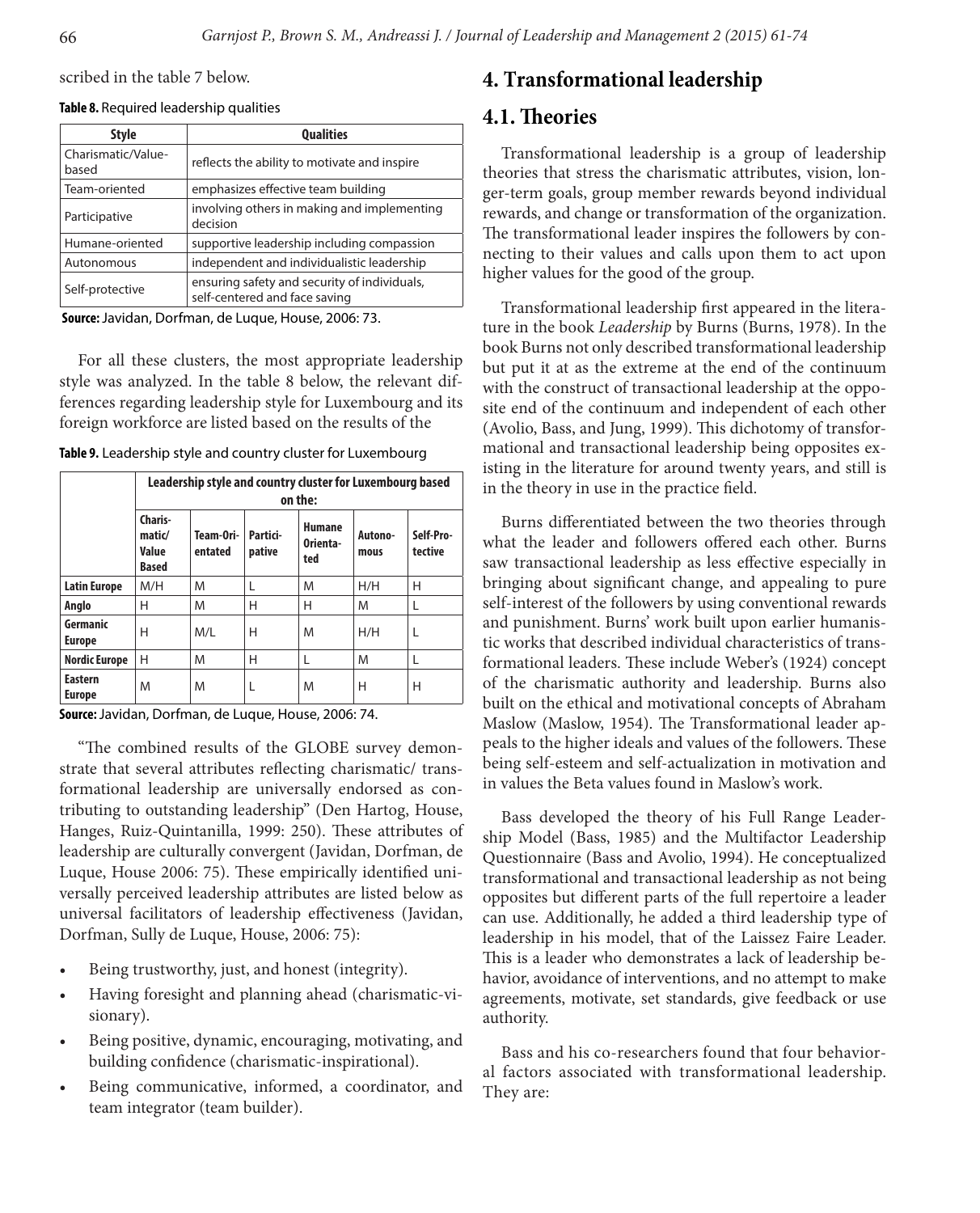scribed in the table 7 below.

**Table 8.** Required leadership qualities

| Style | Qualities |
|---|---|
| Charismatic/Value-based | reflects the ability to motivate and inspire |
| Team-oriented | emphasizes effective team building |
| Participative | involving others in making and implementing decision |
| Humane-oriented | supportive leadership including compassion |
| Autonomous | independent and individualistic leadership |
| Self-protective | ensuring safety and security of individuals, self-centered and face saving |

**Source:** Javidan, Dorfman, de Luque, House, 2006: 73.

For all these clusters, the most appropriate leadership style was analyzed. In the table 8 below, the relevant differences regarding leadership style for Luxembourg and its foreign workforce are listed based on the results of the

**Table 9.** Leadership style and country cluster for Luxembourg

| | Leadership style and country cluster for Luxembourg based on the: | | | | | |
|---|---|---|---|---|---|---|
| | Charismatic/ Value Based | Team-Orientated | Participative | Humane Orientated | Autonomous | Self-Protective |
| **Latin Europe** | M/H | M | L | M | H/H | H |
| **Anglo** | H | M | H | H | M | L |
| **Germanic Europe** | H | M/L | H | M | H/H | L |
| **Nordic Europe** | H | M | H | L | M | L |
| **Eastern Europe** | M | M | L | M | H | H |

**Source:** Javidan, Dorfman, de Luque, House, 2006: 74.

"The combined results of the GLOBE survey demonstrate that several attributes reflecting charismatic/ transformational leadership are universally endorsed as contributing to outstanding leadership" (Den Hartog, House, Hanges, Ruiz-Quintanilla, 1999: 250). These attributes of leadership are culturally convergent (Javidan, Dorfman, de Luque, House 2006: 75). These empirically identified universally perceived leadership attributes are listed below as universal facilitators of leadership effectiveness (Javidan, Dorfman, Sully de Luque, House, 2006: 75):

- Being trustworthy, just, and honest (integrity).
- Having foresight and planning ahead (charismatic-visionary).
- Being positive, dynamic, encouraging, motivating, and building confidence (charismatic-inspirational).
- Being communicative, informed, a coordinator, and team integrator (team builder).

## 4. Transformational leadership

### 4.1. Theories

Transformational leadership is a group of leadership theories that stress the charismatic attributes, vision, longer-term goals, group member rewards beyond individual rewards, and change or transformation of the organization. The transformational leader inspires the followers by connecting to their values and calls upon them to act upon higher values for the good of the group.

Transformational leadership first appeared in the literature in the book *Leadership* by Burns (Burns, 1978). In the book Burns not only described transformational leadership but put it at as the extreme at the end of the continuum with the construct of transactional leadership at the opposite end of the continuum and independent of each other (Avolio, Bass, and Jung, 1999). This dichotomy of transformational and transactional leadership being opposites existing in the literature for around twenty years, and still is in the theory in use in the practice field.

Burns differentiated between the two theories through what the leader and followers offered each other. Burns saw transactional leadership as less effective especially in bringing about significant change, and appealing to pure self-interest of the followers by using conventional rewards and punishment. Burns' work built upon earlier humanistic works that described individual characteristics of transformational leaders. These include Weber's (1924) concept of the charismatic authority and leadership. Burns also built on the ethical and motivational concepts of Abraham Maslow (Maslow, 1954). The Transformational leader appeals to the higher ideals and values of the followers. These being self-esteem and self-actualization in motivation and in values the Beta values found in Maslow's work.

Bass developed the theory of his Full Range Leadership Model (Bass, 1985) and the Multifactor Leadership Questionnaire (Bass and Avolio, 1994). He conceptualized transformational and transactional leadership as not being opposites but different parts of the full repertoire a leader can use. Additionally, he added a third leadership type of leadership in his model, that of the Laissez Faire Leader. This is a leader who demonstrates a lack of leadership behavior, avoidance of interventions, and no attempt to make agreements, motivate, set standards, give feedback or use authority.

Bass and his co-researchers found that four behavioral factors associated with transformational leadership. They are: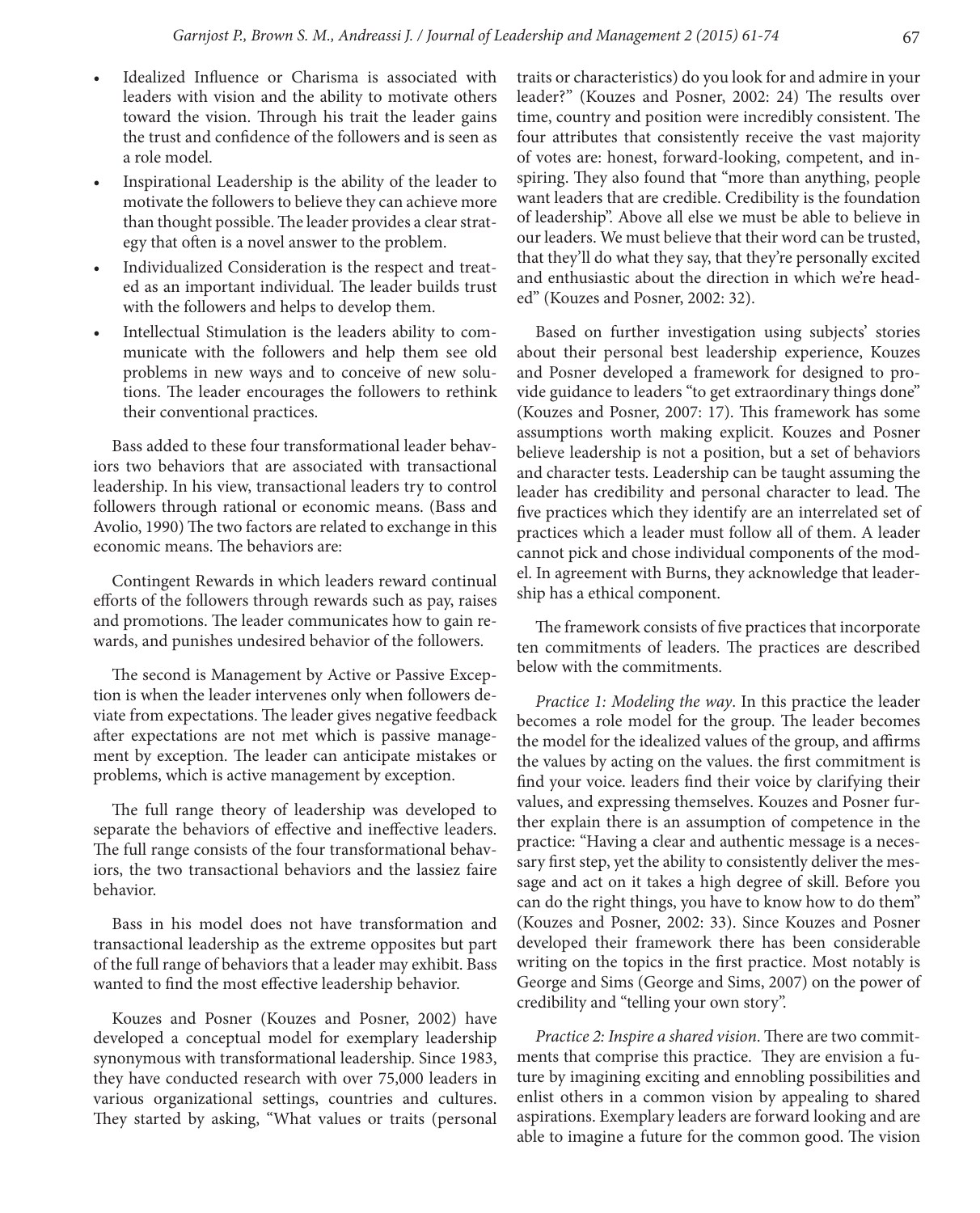- Idealized Influence or Charisma is associated with leaders with vision and the ability to motivate others toward the vision. Through his trait the leader gains the trust and confidence of the followers and is seen as a role model.
- Inspirational Leadership is the ability of the leader to motivate the followers to believe they can achieve more than thought possible. The leader provides a clear strategy that often is a novel answer to the problem.
- Individualized Consideration is the respect and treated as an important individual. The leader builds trust with the followers and helps to develop them.
- Intellectual Stimulation is the leaders ability to communicate with the followers and help them see old problems in new ways and to conceive of new solutions. The leader encourages the followers to rethink their conventional practices.

Bass added to these four transformational leader behaviors two behaviors that are associated with transactional leadership. In his view, transactional leaders try to control followers through rational or economic means. (Bass and Avolio, 1990) The two factors are related to exchange in this economic means. The behaviors are:

Contingent Rewards in which leaders reward continual efforts of the followers through rewards such as pay, raises and promotions. The leader communicates how to gain rewards, and punishes undesired behavior of the followers.

The second is Management by Active or Passive Exception is when the leader intervenes only when followers deviate from expectations. The leader gives negative feedback after expectations are not met which is passive management by exception. The leader can anticipate mistakes or problems, which is active management by exception.

The full range theory of leadership was developed to separate the behaviors of effective and ineffective leaders. The full range consists of the four transformational behaviors, the two transactional behaviors and the lassiez faire behavior.

Bass in his model does not have transformation and transactional leadership as the extreme opposites but part of the full range of behaviors that a leader may exhibit. Bass wanted to find the most effective leadership behavior.

Kouzes and Posner (Kouzes and Posner, 2002) have developed a conceptual model for exemplary leadership synonymous with transformational leadership. Since 1983, they have conducted research with over 75,000 leaders in various organizational settings, countries and cultures. They started by asking, "What values or traits (personal traits or characteristics) do you look for and admire in your leader?" (Kouzes and Posner, 2002: 24) The results over time, country and position were incredibly consistent. The four attributes that consistently receive the vast majority of votes are: honest, forward-looking, competent, and inspiring. They also found that "more than anything, people want leaders that are credible. Credibility is the foundation of leadership". Above all else we must be able to believe in our leaders. We must believe that their word can be trusted, that they'll do what they say, that they're personally excited and enthusiastic about the direction in which we're headed" (Kouzes and Posner, 2002: 32).

Based on further investigation using subjects' stories about their personal best leadership experience, Kouzes and Posner developed a framework for designed to provide guidance to leaders "to get extraordinary things done" (Kouzes and Posner, 2007: 17). This framework has some assumptions worth making explicit. Kouzes and Posner believe leadership is not a position, but a set of behaviors and character tests. Leadership can be taught assuming the leader has credibility and personal character to lead. The five practices which they identify are an interrelated set of practices which a leader must follow all of them. A leader cannot pick and chose individual components of the model. In agreement with Burns, they acknowledge that leadership has a ethical component.

The framework consists of five practices that incorporate ten commitments of leaders. The practices are described below with the commitments.

*Practice 1: Modeling the way*. In this practice the leader becomes a role model for the group. The leader becomes the model for the idealized values of the group, and affirms the values by acting on the values. the first commitment is find your voice. leaders find their voice by clarifying their values, and expressing themselves. Kouzes and Posner further explain there is an assumption of competence in the practice: "Having a clear and authentic message is a necessary first step, yet the ability to consistently deliver the message and act on it takes a high degree of skill. Before you can do the right things, you have to know how to do them" (Kouzes and Posner, 2002: 33). Since Kouzes and Posner developed their framework there has been considerable writing on the topics in the first practice. Most notably is George and Sims (George and Sims, 2007) on the power of credibility and "telling your own story".

*Practice 2: Inspire a shared vision*. There are two commitments that comprise this practice. They are envision a future by imagining exciting and ennobling possibilities and enlist others in a common vision by appealing to shared aspirations. Exemplary leaders are forward looking and are able to imagine a future for the common good. The vision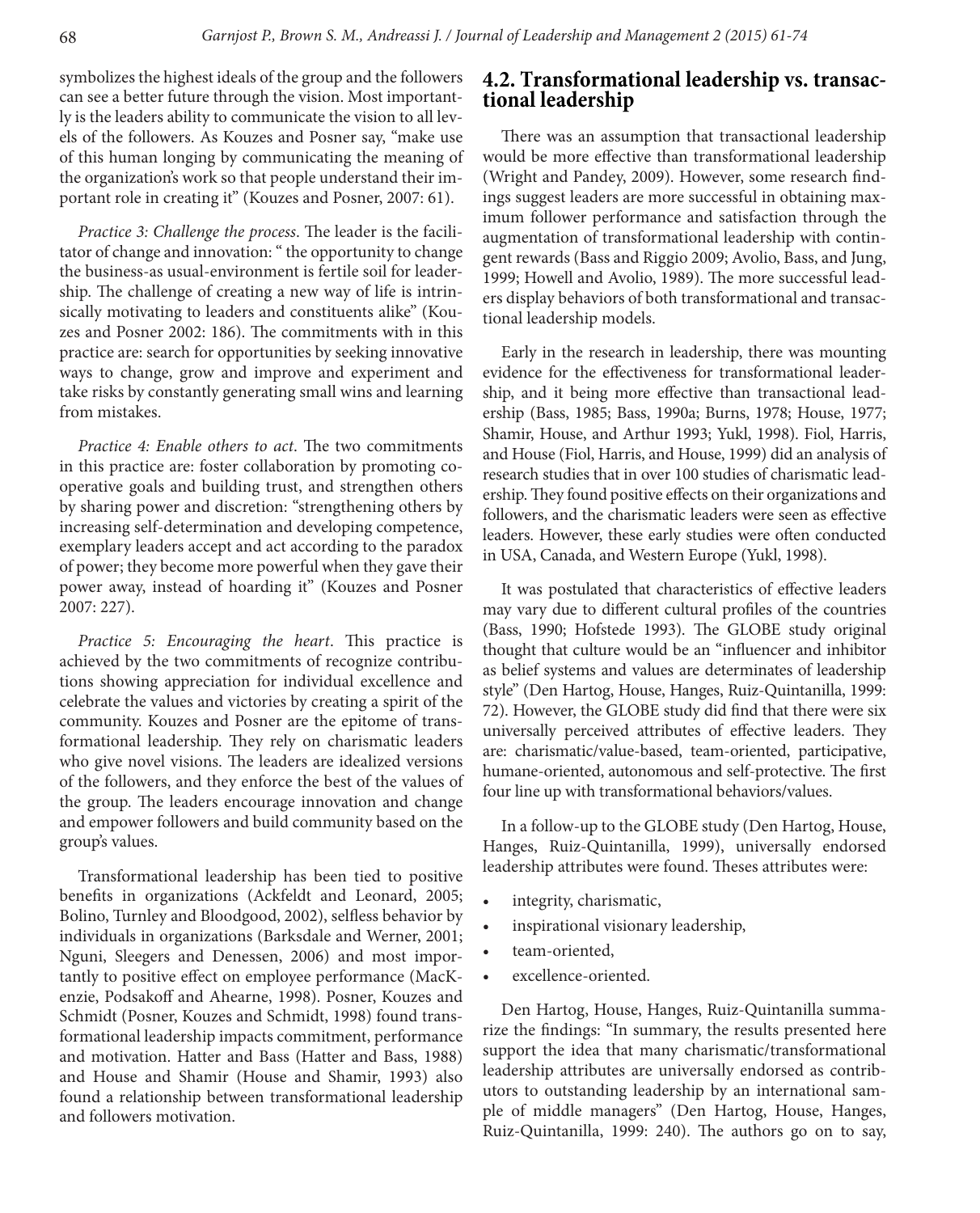symbolizes the highest ideals of the group and the followers can see a better future through the vision. Most importantly is the leaders ability to communicate the vision to all levels of the followers. As Kouzes and Posner say, "make use of this human longing by communicating the meaning of the organization's work so that people understand their important role in creating it" (Kouzes and Posner, 2007: 61).

*Practice 3: Challenge the process*. The leader is the facilitator of change and innovation: " the opportunity to change the business-as usual-environment is fertile soil for leadership. The challenge of creating a new way of life is intrinsically motivating to leaders and constituents alike" (Kouzes and Posner 2002: 186). The commitments with in this practice are: search for opportunities by seeking innovative ways to change, grow and improve and experiment and take risks by constantly generating small wins and learning from mistakes.

*Practice 4: Enable others to act*. The two commitments in this practice are: foster collaboration by promoting cooperative goals and building trust, and strengthen others by sharing power and discretion: "strengthening others by increasing self-determination and developing competence, exemplary leaders accept and act according to the paradox of power; they become more powerful when they gave their power away, instead of hoarding it" (Kouzes and Posner 2007: 227).

*Practice 5: Encouraging the heart*. This practice is achieved by the two commitments of recognize contributions showing appreciation for individual excellence and celebrate the values and victories by creating a spirit of the community. Kouzes and Posner are the epitome of transformational leadership. They rely on charismatic leaders who give novel visions. The leaders are idealized versions of the followers, and they enforce the best of the values of the group. The leaders encourage innovation and change and empower followers and build community based on the group's values.

Transformational leadership has been tied to positive benefits in organizations (Ackfeldt and Leonard, 2005; Bolino, Turnley and Bloodgood, 2002), selfless behavior by individuals in organizations (Barksdale and Werner, 2001; Nguni, Sleegers and Denessen, 2006) and most importantly to positive effect on employee performance (MacKenzie, Podsakoff and Ahearne, 1998). Posner, Kouzes and Schmidt (Posner, Kouzes and Schmidt, 1998) found transformational leadership impacts commitment, performance and motivation. Hatter and Bass (Hatter and Bass, 1988) and House and Shamir (House and Shamir, 1993) also found a relationship between transformational leadership and followers motivation.

## 4.2. Transformational leadership vs. transactional leadership

There was an assumption that transactional leadership would be more effective than transformational leadership (Wright and Pandey, 2009). However, some research findings suggest leaders are more successful in obtaining maximum follower performance and satisfaction through the augmentation of transformational leadership with contingent rewards (Bass and Riggio 2009; Avolio, Bass, and Jung, 1999; Howell and Avolio, 1989). The more successful leaders display behaviors of both transformational and transactional leadership models.

Early in the research in leadership, there was mounting evidence for the effectiveness for transformational leadership, and it being more effective than transactional leadership (Bass, 1985; Bass, 1990a; Burns, 1978; House, 1977; Shamir, House, and Arthur 1993; Yukl, 1998). Fiol, Harris, and House (Fiol, Harris, and House, 1999) did an analysis of research studies that in over 100 studies of charismatic leadership. They found positive effects on their organizations and followers, and the charismatic leaders were seen as effective leaders. However, these early studies were often conducted in USA, Canada, and Western Europe (Yukl, 1998).

It was postulated that characteristics of effective leaders may vary due to different cultural profiles of the countries (Bass, 1990; Hofstede 1993). The GLOBE study original thought that culture would be an "influencer and inhibitor as belief systems and values are determinates of leadership style" (Den Hartog, House, Hanges, Ruiz-Quintanilla, 1999: 72). However, the GLOBE study did find that there were six universally perceived attributes of effective leaders. They are: charismatic/value-based, team-oriented, participative, humane-oriented, autonomous and self-protective. The first four line up with transformational behaviors/values.

In a follow-up to the GLOBE study (Den Hartog, House, Hanges, Ruiz-Quintanilla, 1999), universally endorsed leadership attributes were found. Theses attributes were:

- integrity, charismatic,
- inspirational visionary leadership,
- team-oriented,
- excellence-oriented.

Den Hartog, House, Hanges, Ruiz-Quintanilla summarize the findings: "In summary, the results presented here support the idea that many charismatic/transformational leadership attributes are universally endorsed as contributors to outstanding leadership by an international sample of middle managers" (Den Hartog, House, Hanges, Ruiz-Quintanilla, 1999: 240). The authors go on to say,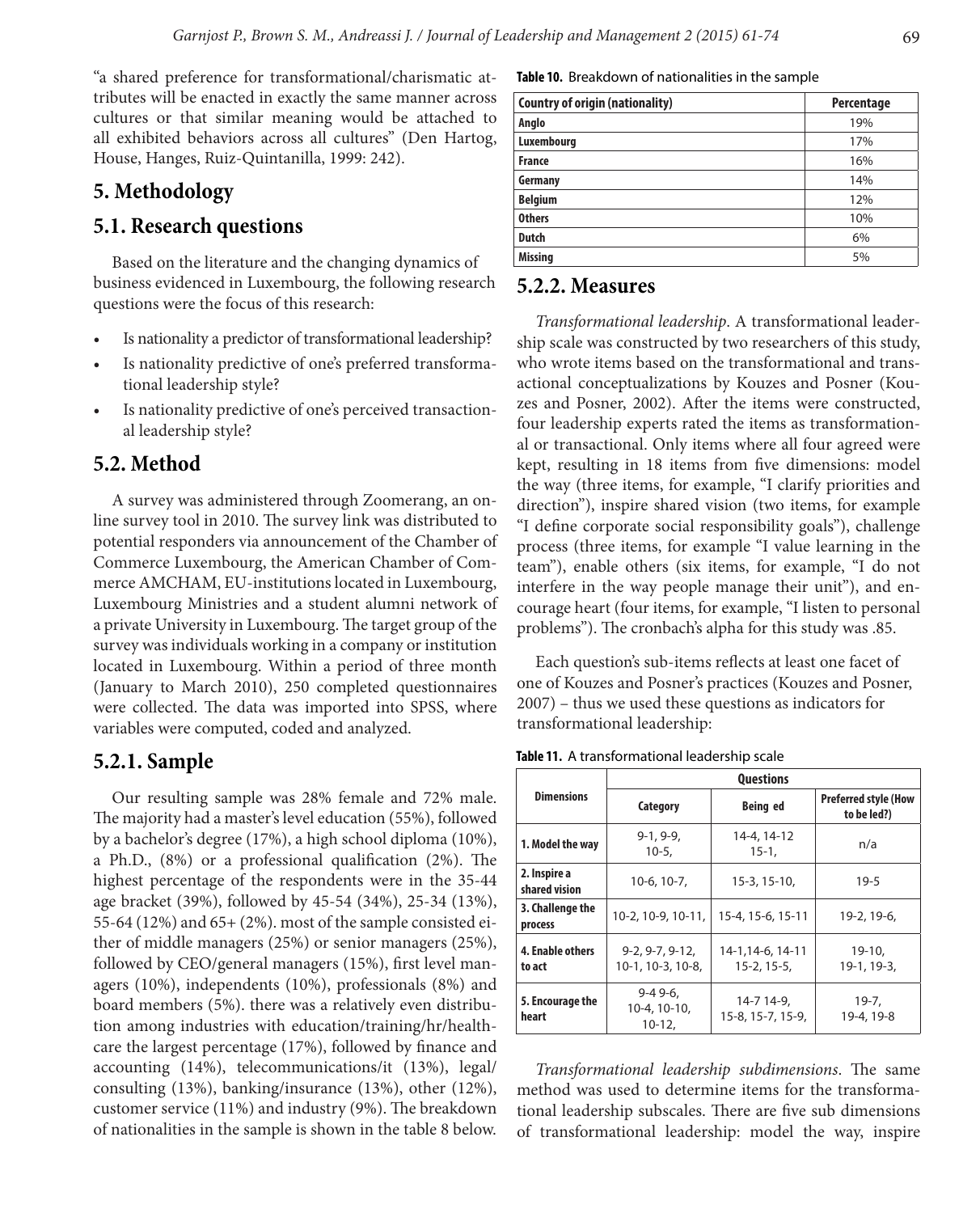"a shared preference for transformational/charismatic attributes will be enacted in exactly the same manner across cultures or that similar meaning would be attached to all exhibited behaviors across all cultures" (Den Hartog, House, Hanges, Ruiz-Quintanilla, 1999: 242).

## 5. Methodology

## 5.1. Research questions

Based on the literature and the changing dynamics of business evidenced in Luxembourg, the following research questions were the focus of this research:

- Is nationality a predictor of transformational leadership?
- Is nationality predictive of one's preferred transformational leadership style?
- Is nationality predictive of one's perceived transactional leadership style?

## 5.2. Method

A survey was administered through Zoomerang, an online survey tool in 2010. The survey link was distributed to potential responders via announcement of the Chamber of Commerce Luxembourg, the American Chamber of Commerce AMCHAM, EU-institutions located in Luxembourg, Luxembourg Ministries and a student alumni network of a private University in Luxembourg. The target group of the survey was individuals working in a company or institution located in Luxembourg. Within a period of three month (January to March 2010), 250 completed questionnaires were collected. The data was imported into SPSS, where variables were computed, coded and analyzed.

### 5.2.1. Sample

Our resulting sample was 28% female and 72% male. The majority had a master's level education (55%), followed by a bachelor's degree (17%), a high school diploma (10%), a Ph.D., (8%) or a professional qualification (2%). The highest percentage of the respondents were in the 35-44 age bracket (39%), followed by 45-54 (34%), 25-34 (13%), 55-64 (12%) and 65+ (2%). most of the sample consisted either of middle managers (25%) or senior managers (25%), followed by CEO/general managers (15%), first level managers (10%), independents (10%), professionals (8%) and board members (5%). there was a relatively even distribution among industries with education/training/hr/healthcare the largest percentage (17%), followed by finance and accounting (14%), telecommunications/it (13%), legal/consulting (13%), banking/insurance (13%), other (12%), customer service (11%) and industry (9%). The breakdown of nationalities in the sample is shown in the table 8 below.

**Table 10.** Breakdown of nationalities in the sample

| Country of origin (nationality) | Percentage |
|---|---|
| Anglo | 19% |
| Luxembourg | 17% |
| France | 16% |
| Germany | 14% |
| Belgium | 12% |
| Others | 10% |
| Dutch | 6% |
| Missing | 5% |

### 5.2.2. Measures

*Transformational leadership*. A transformational leadership scale was constructed by two researchers of this study, who wrote items based on the transformational and transactional conceptualizations by Kouzes and Posner (Kouzes and Posner, 2002). After the items were constructed, four leadership experts rated the items as transformational or transactional. Only items where all four agreed were kept, resulting in 18 items from five dimensions: model the way (three items, for example, "I clarify priorities and direction"), inspire shared vision (two items, for example "I define corporate social responsibility goals"), challenge process (three items, for example "I value learning in the team"), enable others (six items, for example, "I do not interfere in the way people manage their unit"), and encourage heart (four items, for example, "I listen to personal problems"). The cronbach's alpha for this study was .85.

Each question's sub-items reflects at least one facet of one of Kouzes and Posner's practices (Kouzes and Posner, 2007) – thus we used these questions as indicators for transformational leadership:

**Table 11.** A transformational leadership scale

| Dimensions | Questions | | |
|---|---|---|---|
| | Category | Being ed | Preferred style (How to be led?) |
| 1. Model the way | 9-1, 9-9, 10-5, | 14-4, 14-12 15-1, | n/a |
| 2. Inspire a shared vision | 10-6, 10-7, | 15-3, 15-10, | 19-5 |
| 3. Challenge the process | 10-2, 10-9, 10-11, | 15-4, 15-6, 15-11 | 19-2, 19-6, |
| 4. Enable others to act | 9-2, 9-7, 9-12, 10-1, 10-3, 10-8, | 14-1,14-6, 14-11 15-2, 15-5, | 19-10, 19-1, 19-3, |
| 5. Encourage the heart | 9-4 9-6, 10-4, 10-10, 10-12, | 14-7 14-9, 15-8, 15-7, 15-9, | 19-7, 19-4, 19-8 |

*Transformational leadership subdimensions*. The same method was used to determine items for the transformational leadership subscales. There are five sub dimensions of transformational leadership: model the way, inspire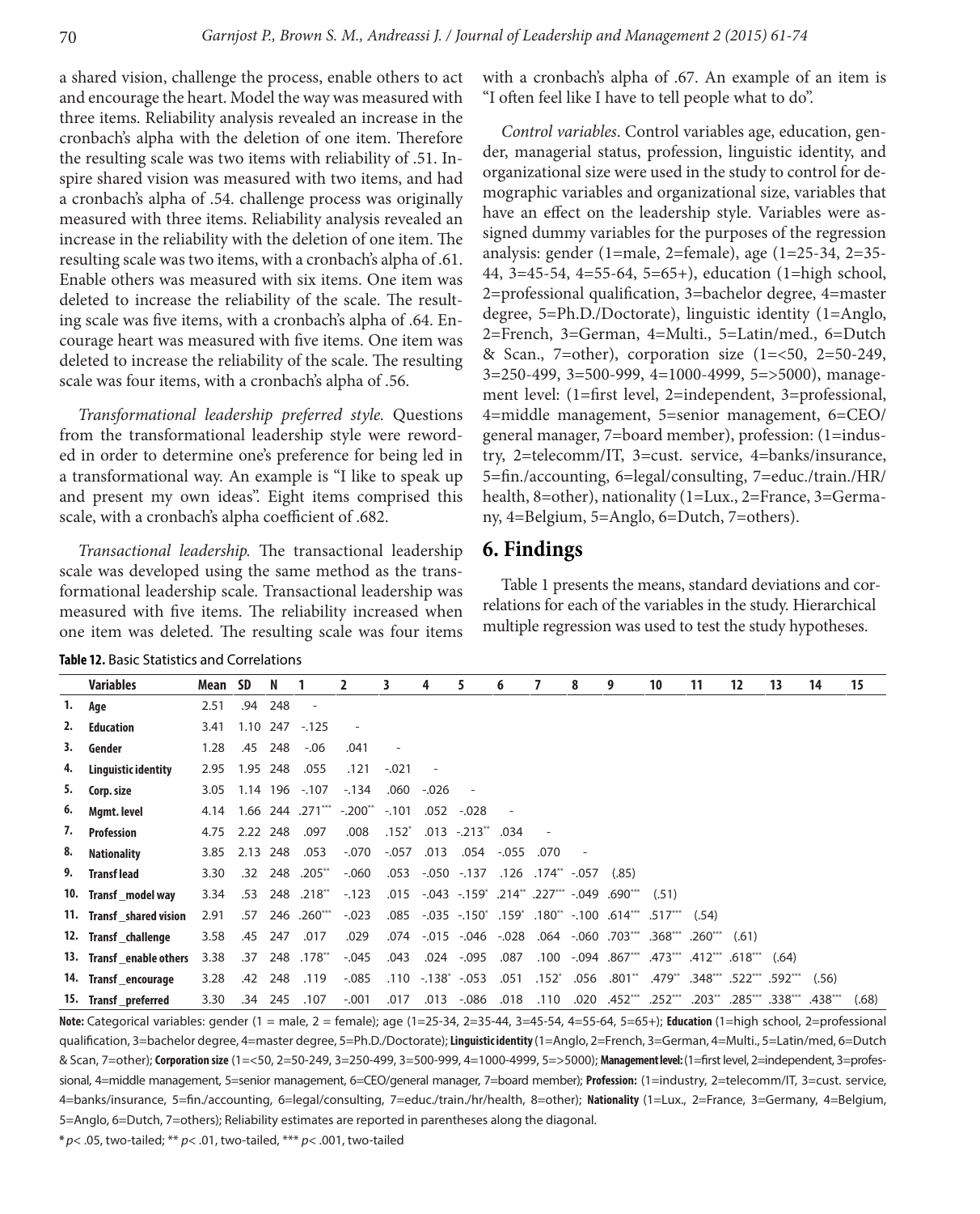a shared vision, challenge the process, enable others to act and encourage the heart. Model the way was measured with three items. Reliability analysis revealed an increase in the cronbach's alpha with the deletion of one item. Therefore the resulting scale was two items with reliability of .51. Inspire shared vision was measured with two items, and had a cronbach's alpha of .54. challenge process was originally measured with three items. Reliability analysis revealed an increase in the reliability with the deletion of one item. The resulting scale was two items, with a cronbach's alpha of .61. Enable others was measured with six items. One item was deleted to increase the reliability of the scale. The resulting scale was five items, with a cronbach's alpha of .64. Encourage heart was measured with five items. One item was deleted to increase the reliability of the scale. The resulting scale was four items, with a cronbach's alpha of .56.

*Transformational leadership preferred style.* Questions from the transformational leadership style were reworded in order to determine one's preference for being led in a transformational way. An example is "I like to speak up and present my own ideas". Eight items comprised this scale, with a cronbach's alpha coefficient of .682.

*Transactional leadership.* The transactional leadership scale was developed using the same method as the transformational leadership scale. Transactional leadership was measured with five items. The reliability increased when one item was deleted. The resulting scale was four items with a cronbach's alpha of .67. An example of an item is "I often feel like I have to tell people what to do".

*Control variables*. Control variables age, education, gender, managerial status, profession, linguistic identity, and organizational size were used in the study to control for demographic variables and organizational size, variables that have an effect on the leadership style. Variables were assigned dummy variables for the purposes of the regression analysis: gender (1=male, 2=female), age (1=25-34, 2=35-44, 3=45-54, 4=55-64, 5=65+), education (1=high school, 2=professional qualification, 3=bachelor degree, 4=master degree, 5=Ph.D./Doctorate), linguistic identity (1=Anglo, 2=French, 3=German, 4=Multi., 5=Latin/med., 6=Dutch & Scan., 7=other), corporation size (1=<50, 2=50-249, 3=250-499, 3=500-999, 4=1000-4999, 5=>5000), management level: (1=first level, 2=independent, 3=professional, 4=middle management, 5=senior management, 6=CEO/general manager, 7=board member), profession: (1=industry, 2=telecomm/IT, 3=cust. service, 4=banks/insurance, 5=fin./accounting, 6=legal/consulting, 7=educ./train./HR/health, 8=other), nationality (1=Lux., 2=France, 3=Germany, 4=Belgium, 5=Anglo, 6=Dutch, 7=others).

# 6. Findings

Table 1 presents the means, standard deviations and correlations for each of the variables in the study. Hierarchical multiple regression was used to test the study hypotheses.

**Table 12.** Basic Statistics and Correlations

| | Variables | Mean | SD | N | 1 | 2 | 3 | 4 | 5 | 6 | 7 | 8 | 9 | 10 | 11 | 12 | 13 | 14 | 15 |
|---|---|---|---|---|---|---|---|---|---|---|---|---|---|---|---|---|---|---|---|
| 1. | **Age** | 2.51 | .94 | 248 | - | | | | | | | | | | | | | | |
| 2. | **Education** | 3.41 | 1.10 | 247 | -.125 | - | | | | | | | | | | | | | |
| 3. | **Gender** | 1.28 | .45 | 248 | -.06 | .041 | - | | | | | | | | | | | | |
| 4. | **Linguistic identity** | 2.95 | 1.95 | 248 | .055 | .121 | -.021 | - | | | | | | | | | | | |
| 5. | **Corp. size** | 3.05 | 1.14 | 196 | -.107 | -.134 | .060 | -.026 | - | | | | | | | | | | |
| 6. | **Mgmt. level** | 4.14 | 1.66 | 244 | .271*** | -.200** | -.101 | .052 | -.028 | - | | | | | | | | | |
| 7. | **Profession** | 4.75 | 2.22 | 248 | .097 | .008 | .152* | .013 | -.213** | .034 | - | | | | | | | | |
| 8. | **Nationality** | 3.85 | 2.13 | 248 | .053 | -.070 | -.057 | .013 | .054 | -.055 | .070 | - | | | | | | | |
| 9. | **Transf lead** | 3.30 | .32 | 248 | .205** | -.060 | .053 | -.050 | -.137 | .126 | .174** | -.057 | (.85) | | | | | | |
| 10. | **Transf _model way** | 3.34 | .53 | 248 | .218** | -.123 | .015 | -.043 | -.159* | .214** | .227*** | -.049 | .690*** | (.51) | | | | | |
| 11. | **Transf _shared vision** | 2.91 | .57 | 246 | .260*** | -.023 | .085 | -.035 | -.150* | .159* | .180** | -.100 | .614*** | .517*** | (.54) | | | | |
| 12. | **Transf _challenge** | 3.58 | .45 | 247 | .017 | .029 | .074 | -.015 | -.046 | -.028 | .064 | -.060 | .703*** | .368*** | .260*** | (.61) | | | |
| 13. | **Transf _enable others** | 3.38 | .37 | 248 | .178** | -.045 | .043 | .024 | -.095 | .087 | .100 | -.094 | .867*** | .473*** | .412*** | .618*** | (.64) | | |
| 14. | **Transf _encourage** | 3.28 | .42 | 248 | .119 | -.085 | .110 | -.138* | -.053 | .051 | .152* | .056 | .801** | .479** | .348*** | .522*** | .592*** | (.56) | |
| 15. | **Transf _preferred** | 3.30 | .34 | 245 | .107 | -.001 | .017 | .013 | -.086 | .018 | .110 | .020 | .452*** | .252*** | .203** | .285*** | .338*** | .438*** | (.68) |

**Note:** Categorical variables: gender (1 = male, 2 = female); age (1=25-34, 2=35-44, 3=45-54, 4=55-64, 5=65+); **Education** (1=high school, 2=professional qualification, 3=bachelor degree, 4=master degree, 5=Ph.D./Doctorate); **Linguistic identity** (1=Anglo, 2=French, 3=German, 4=Multi., 5=Latin/med, 6=Dutch & Scan, 7=other); **Corporation size** (1=<50, 2=50-249, 3=250-499, 3=500-999, 4=1000-4999, 5=>5000); **Management level:** (1=first level, 2=independent, 3=professional, 4=middle management, 5=senior management, 6=CEO/general manager, 7=board member); **Profession:** (1=industry, 2=telecomm/IT, 3=cust. service, 4=banks/insurance, 5=fin./accounting, 6=legal/consulting, 7=educ./train./hr/health, 8=other); **Nationality** (1=Lux., 2=France, 3=Germany, 4=Belgium, 5=Anglo, 6=Dutch, 7=others); Reliability estimates are reported in parentheses along the diagonal.

* $p < .05$, two-tailed; ** $p < .01$, two-tailed, *** $p < .001$, two-tailed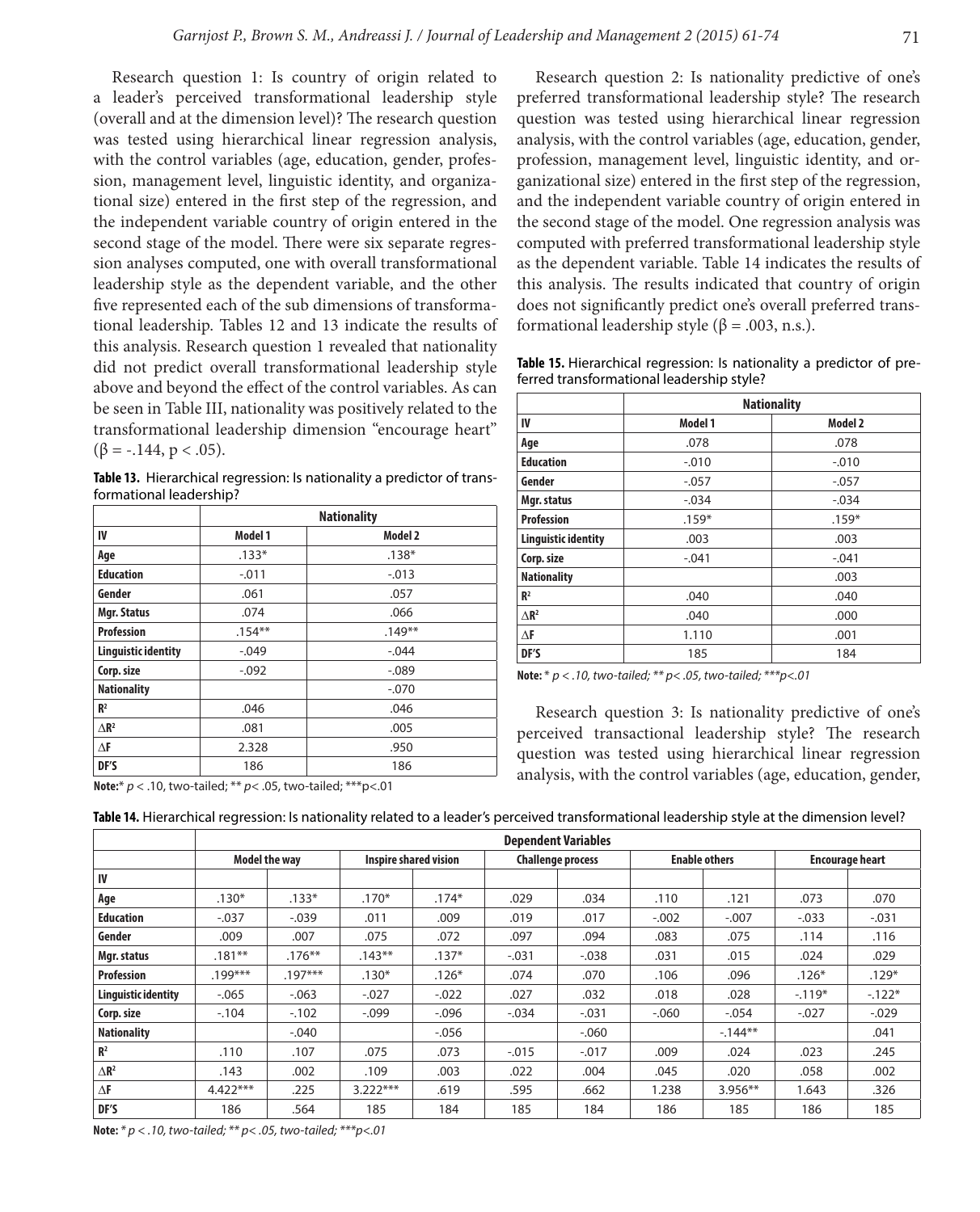Research question 1: Is country of origin related to a leader's perceived transformational leadership style (overall and at the dimension level)? The research question was tested using hierarchical linear regression analysis, with the control variables (age, education, gender, profession, management level, linguistic identity, and organizational size) entered in the first step of the regression, and the independent variable country of origin entered in the second stage of the model. There were six separate regression analyses computed, one with overall transformational leadership style as the dependent variable, and the other five represented each of the sub dimensions of transformational leadership. Tables 12 and 13 indicate the results of this analysis. Research question 1 revealed that nationality did not predict overall transformational leadership style above and beyond the effect of the control variables. As can be seen in Table III, nationality was positively related to the transformational leadership dimension "encourage heart" ($\beta = -.144$, $p < .05$).

**Table 13.** Hierarchical regression: Is nationality a predictor of transformational leadership?

| | Nationality | |
|---|---|---|
| **IV** | **Model 1** | **Model 2** |
| **Age** | .133* | .138* |
| **Education** | -.011 | -.013 |
| **Gender** | .061 | .057 |
| **Mgr. Status** | .074 | .066 |
| **Profession** | .154** | .149** |
| **Linguistic identity** | -.049 | -.044 |
| **Corp. size** | -.092 | -.089 |
| **Nationality** | | -.070 |
| $R^2$ | .046 | .046 |
| $\Delta R^2$ | .081 | .005 |
| $\Delta F$ | 2.328 | .950 |
| **DF'S** | 186 | 186 |

**Note:** * $p < .10$, two-tailed; ** $p < .05$, two-tailed; *** $p < .01$

Research question 2: Is nationality predictive of one's preferred transformational leadership style? The research question was tested using hierarchical linear regression analysis, with the control variables (age, education, gender, profession, management level, linguistic identity, and organizational size) entered in the first step of the regression, and the independent variable country of origin entered in the second stage of the model. One regression analysis was computed with preferred transformational leadership style as the dependent variable. Table 14 indicates the results of this analysis. The results indicated that country of origin does not significantly predict one's overall preferred transformational leadership style ($\beta = .003$, n.s.).

**Table 15.** Hierarchical regression: Is nationality a predictor of preferred transformational leadership style?

| | Nationality | |
|---|---|---|
| **IV** | **Model 1** | **Model 2** |
| **Age** | .078 | .078 |
| **Education** | -.010 | -.010 |
| **Gender** | -.057 | -.057 |
| **Mgr. status** | -.034 | -.034 |
| **Profession** | .159* | .159* |
| **Linguistic identity** | .003 | .003 |
| **Corp. size** | -.041 | -.041 |
| **Nationality** | | .003 |
| $R^2$ | .040 | .040 |
| $\Delta R^2$ | .040 | .000 |
| $\Delta F$ | 1.110 | .001 |
| **DF'S** | 185 | 184 |

**Note:** * $p < .10$, two-tailed; ** $p < .05$, two-tailed; *** $p < .01$

Research question 3: Is nationality predictive of one's perceived transactional leadership style? The research question was tested using hierarchical linear regression analysis, with the control variables (age, education, gender,

**Table 14.** Hierarchical regression: Is nationality related to a leader's perceived transformational leadership style at the dimension level?

| | Dependent Variables | | | | | | | | | |
|---|---|---|---|---|---|---|---|---|---|---|
| | Model the way | | Inspire shared vision | | Challenge process | | Enable others | | Encourage heart | |
| **IV** | | | | | | | | | | |
| **Age** | .130* | .133* | .170* | .174* | .029 | .034 | .110 | .121 | .073 | .070 |
| **Education** | -.037 | -.039 | .011 | .009 | .019 | .017 | -.002 | -.007 | -.033 | -.031 |
| **Gender** | .009 | .007 | .075 | .072 | .097 | .094 | .083 | .075 | .114 | .116 |
| **Mgr. status** | .181** | .176** | .143** | .137* | -.031 | -.038 | .031 | .015 | .024 | .029 |
| **Profession** | .199*** | .197*** | .130* | .126* | .074 | .070 | .106 | .096 | .126* | .129* |
| **Linguistic identity** | -.065 | -.063 | -.027 | -.022 | .027 | .032 | .018 | .028 | -.119* | -.122* |
| **Corp. size** | -.104 | -.102 | -.099 | -.096 | -.034 | -.031 | -.060 | -.054 | -.027 | -.029 |
| **Nationality** | | -.040 | | -.056 | | -.060 | | -.144** | | .041 |
| $R^2$ | .110 | .107 | .075 | .073 | -.015 | -.017 | .009 | .024 | .023 | .245 |
| $\Delta R^2$ | .143 | .002 | .109 | .003 | .022 | .004 | .045 | .020 | .058 | .002 |
| $\Delta F$ | 4.422*** | .225 | 3.222*** | .619 | .595 | .662 | 1.238 | 3.956** | 1.643 | .326 |
| **DF'S** | 186 | .564 | 185 | 184 | 185 | 184 | 186 | 185 | 186 | 185 |

**Note:** * $p < .10$, two-tailed; ** $p < .05$, two-tailed; *** $p < .01$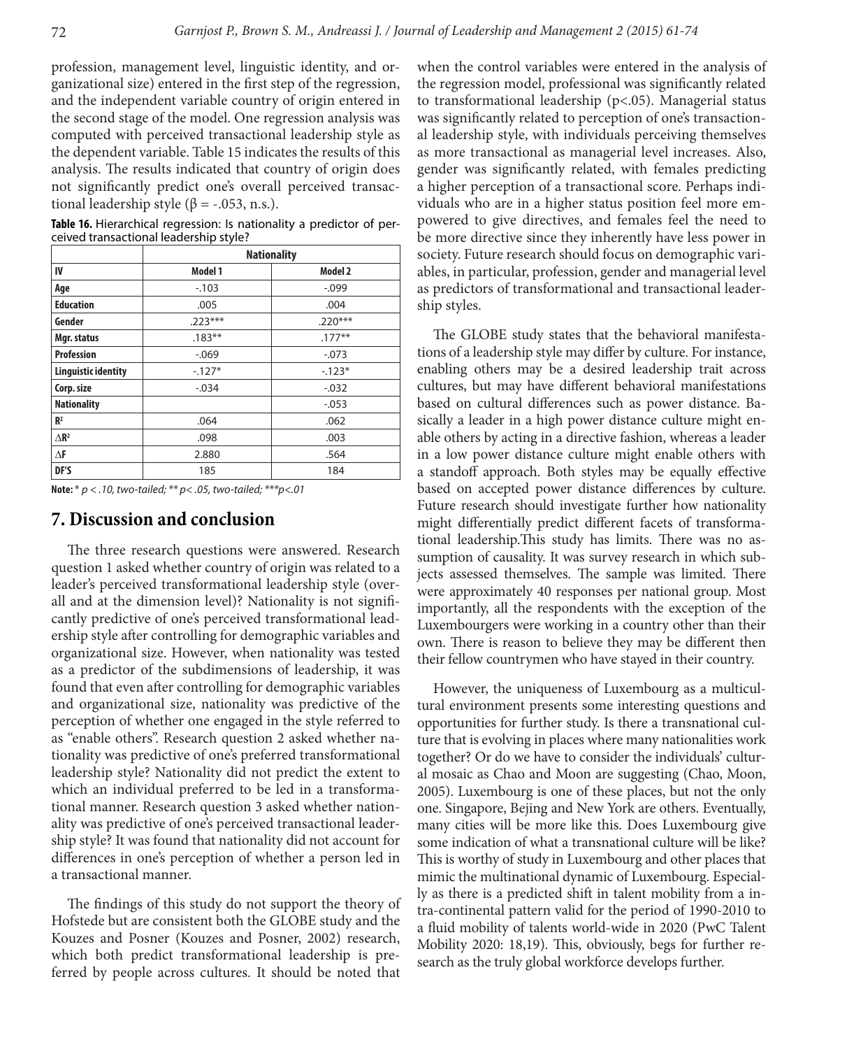profession, management level, linguistic identity, and organizational size) entered in the first step of the regression, and the independent variable country of origin entered in the second stage of the model. One regression analysis was computed with perceived transactional leadership style as the dependent variable. Table 15 indicates the results of this analysis. The results indicated that country of origin does not significantly predict one's overall perceived transactional leadership style (β = -.053, n.s.).

**Table 16.** Hierarchical regression: Is nationality a predictor of perceived transactional leadership style?

| | Nationality | |
|---|---|---|
| **IV** | **Model 1** | **Model 2** |
| **Age** | -.103 | -.099 |
| **Education** | .005 | .004 |
| **Gender** | .223*** | .220*** |
| **Mgr. status** | .183** | .177** |
| **Profession** | -.069 | -.073 |
| **Linguistic identity** | -.127* | -.123* |
| **Corp. size** | -.034 | -.032 |
| **Nationality** | | -.053 |
| **$R^2$** | .064 | .062 |
| **$\Delta R^2$** | .098 | .003 |
| **$\Delta F$** | 2.880 | .564 |
| **DF'S** | 185 | 184 |

**Note:** * *p < .10, two-tailed; ** p< .05, two-tailed; ***p<.01*

## 7. Discussion and conclusion

The three research questions were answered. Research question 1 asked whether country of origin was related to a leader's perceived transformational leadership style (overall and at the dimension level)? Nationality is not significantly predictive of one's perceived transformational leadership style after controlling for demographic variables and organizational size. However, when nationality was tested as a predictor of the subdimensions of leadership, it was found that even after controlling for demographic variables and organizational size, nationality was predictive of the perception of whether one engaged in the style referred to as "enable others". Research question 2 asked whether nationality was predictive of one's preferred transformational leadership style? Nationality did not predict the extent to which an individual preferred to be led in a transformational manner. Research question 3 asked whether nationality was predictive of one's perceived transactional leadership style? It was found that nationality did not account for differences in one's perception of whether a person led in a transactional manner.

The findings of this study do not support the theory of Hofstede but are consistent both the GLOBE study and the Kouzes and Posner (Kouzes and Posner, 2002) research, which both predict transformational leadership is preferred by people across cultures. It should be noted that when the control variables were entered in the analysis of the regression model, professional was significantly related to transformational leadership (p<.05). Managerial status was significantly related to perception of one's transactional leadership style, with individuals perceiving themselves as more transactional as managerial level increases. Also, gender was significantly related, with females predicting a higher perception of a transactional score. Perhaps individuals who are in a higher status position feel more empowered to give directives, and females feel the need to be more directive since they inherently have less power in society. Future research should focus on demographic variables, in particular, profession, gender and managerial level as predictors of transformational and transactional leadership styles.

The GLOBE study states that the behavioral manifestations of a leadership style may differ by culture. For instance, enabling others may be a desired leadership trait across cultures, but may have different behavioral manifestations based on cultural differences such as power distance. Basically a leader in a high power distance culture might enable others by acting in a directive fashion, whereas a leader in a low power distance culture might enable others with a standoff approach. Both styles may be equally effective based on accepted power distance differences by culture. Future research should investigate further how nationality might differentially predict different facets of transformational leadership.This study has limits. There was no assumption of causality. It was survey research in which subjects assessed themselves. The sample was limited. There were approximately 40 responses per national group. Most importantly, all the respondents with the exception of the Luxembourgers were working in a country other than their own. There is reason to believe they may be different then their fellow countrymen who have stayed in their country.

However, the uniqueness of Luxembourg as a multicultural environment presents some interesting questions and opportunities for further study. Is there a transnational culture that is evolving in places where many nationalities work together? Or do we have to consider the individuals' cultural mosaic as Chao and Moon are suggesting (Chao, Moon, 2005). Luxembourg is one of these places, but not the only one. Singapore, Bejing and New York are others. Eventually, many cities will be more like this. Does Luxembourg give some indication of what a transnational culture will be like? This is worthy of study in Luxembourg and other places that mimic the multinational dynamic of Luxembourg. Especially as there is a predicted shift in talent mobility from a intra-continental pattern valid for the period of 1990-2010 to a fluid mobility of talents world-wide in 2020 (PwC Talent Mobility 2020: 18,19). This, obviously, begs for further research as the truly global workforce develops further.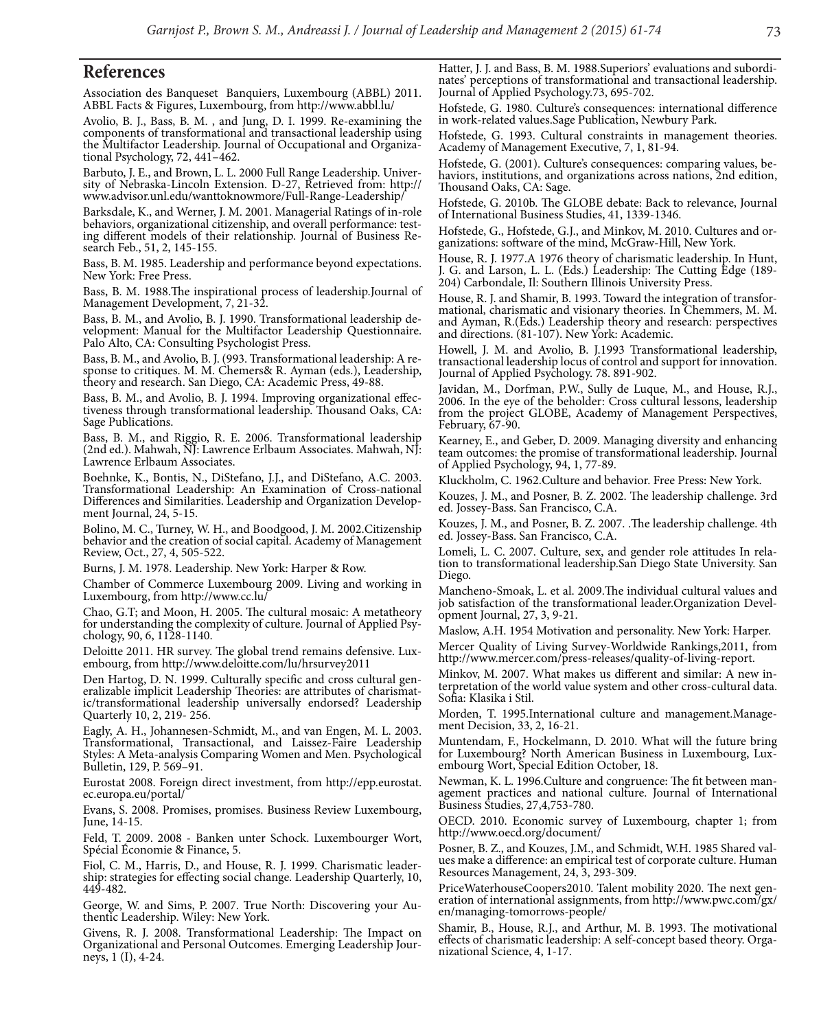## References

Association des Banqueset Banquiers, Luxembourg (ABBL) 2011. ABBL Facts & Figures, Luxembourg, from http://www.abbl.lu/

Avolio, B. J., Bass, B. M. , and Jung, D. I. 1999. Re-examining the components of transformational and transactional leadership using the Multifactor Leadership. Journal of Occupational and Organizational Psychology, 72, 441–462.

Barbuto, J. E., and Brown, L. L. 2000 Full Range Leadership. University of Nebraska-Lincoln Extension. D-27, Retrieved from: http://www.advisor.unl.edu/wanttoknowmore/Full-Range-Leadership/

Barksdale, K., and Werner, J. M. 2001. Managerial Ratings of in-role behaviors, organizational citizenship, and overall performance: testing different models of their relationship. Journal of Business Research Feb., 51, 2, 145-155.

Bass, B. M. 1985. Leadership and performance beyond expectations. New York: Free Press.

Bass, B. M. 1988.The inspirational process of leadership.Journal of Management Development, 7, 21-32.

Bass, B. M., and Avolio, B. J. 1990. Transformational leadership development: Manual for the Multifactor Leadership Questionnaire. Palo Alto, CA: Consulting Psychologist Press.

Bass, B. M., and Avolio, B. J. (993. Transformational leadership: A response to critiques. M. M. Chemers& R. Ayman (eds.), Leadership, theory and research. San Diego, CA: Academic Press, 49-88.

Bass, B. M., and Avolio, B. J. 1994. Improving organizational effectiveness through transformational leadership. Thousand Oaks, CA: Sage Publications.

Bass, B. M., and Riggio, R. E. 2006. Transformational leadership (2nd ed.). Mahwah, NJ: Lawrence Erlbaum Associates. Mahwah, NJ: Lawrence Erlbaum Associates.

Boehnke, K., Bontis, N., DiStefano, J.J., and DiStefano, A.C. 2003. Transformational Leadership: An Examination of Cross-national Differences and Similarities. Leadership and Organization Development Journal, 24, 5-15.

Bolino, M. C., Turney, W. H., and Boodgood, J. M. 2002.Citizenship behavior and the creation of social capital. Academy of Management Review, Oct., 27, 4, 505-522.

Burns, J. M. 1978. Leadership. New York: Harper & Row.

Chamber of Commerce Luxembourg 2009. Living and working in Luxembourg, from http://www.cc.lu/

Chao, G.T; and Moon, H. 2005. The cultural mosaic: A metatheory for understanding the complexity of culture. Journal of Applied Psychology, 90, 6, 1128-1140.

Deloitte 2011. HR survey. The global trend remains defensive. Luxembourg, from http://www.deloitte.com/lu/hrsurvey2011

Den Hartog, D. N. 1999. Culturally specific and cross cultural generalizable implicit Leadership Theories: are attributes of charismatic/transformational leadership universally endorsed? Leadership Quarterly 10, 2, 219- 256.

Eagly, A. H., Johannesen-Schmidt, M., and van Engen, M. L. 2003. Transformational, Transactional, and Laissez-Faire Leadership Styles: A Meta-analysis Comparing Women and Men. Psychological Bulletin, 129, P. 569–91.

Eurostat 2008. Foreign direct investment, from http://epp.eurostat.ec.europa.eu/portal/

Evans, S. 2008. Promises, promises. Business Review Luxembourg, June, 14-15.

Feld, T. 2009. 2008 - Banken unter Schock. Luxembourger Wort, Spécial Économie & Finance, 5.

Fiol, C. M., Harris, D., and House, R. J. 1999. Charismatic leadership: strategies for effecting social change. Leadership Quarterly, 10, 449-482.

George, W. and Sims, P. 2007. True North: Discovering your Authentic Leadership. Wiley: New York.

Givens, R. J. 2008. Transformational Leadership: The Impact on Organizational and Personal Outcomes. Emerging Leadership Journeys, 1 (I), 4-24.

Hatter, J. J. and Bass, B. M. 1988.Superiors' evaluations and subordinates' perceptions of transformational and transactional leadership. Journal of Applied Psychology.73, 695-702.

Hofstede, G. 1980. Culture's consequences: international difference in work-related values.Sage Publication, Newbury Park.

Hofstede, G. 1993. Cultural constraints in management theories. Academy of Management Executive, 7, 1, 81-94.

Hofstede, G. (2001). Culture's consequences: comparing values, behaviors, institutions, and organizations across nations, 2nd edition, Thousand Oaks, CA: Sage.

Hofstede, G. 2010b. The GLOBE debate: Back to relevance, Journal of International Business Studies, 41, 1339-1346.

Hofstede, G., Hofstede, G.J., and Minkov, M. 2010. Cultures and organizations: software of the mind, McGraw-Hill, New York.

House, R. J. 1977.A 1976 theory of charismatic leadership. In Hunt, J. G. and Larson, L. L. (Eds.) Leadership: The Cutting Edge (189-204) Carbondale, Il: Southern Illinois University Press.

House, R. J. and Shamir, B. 1993. Toward the integration of transformational, charismatic and visionary theories. In Chemmers, M. M. and Ayman, R.(Eds.) Leadership theory and research: perspectives and directions. (81-107). New York: Academic.

Howell, J. M. and Avolio, B. J.1993 Transformational leadership, transactional leadership locus of control and support for innovation. Journal of Applied Psychology. 78. 891-902.

Javidan, M., Dorfman, P.W., Sully de Luque, M., and House, R.J., 2006. In the eye of the beholder: Cross cultural lessons, leadership from the project GLOBE, Academy of Management Perspectives, February, 67-90.

Kearney, E., and Geber, D. 2009. Managing diversity and enhancing team outcomes: the promise of transformational leadership. Journal of Applied Psychology, 94, 1, 77-89.

Kluckholm, C. 1962.Culture and behavior. Free Press: New York.

Kouzes, J. M., and Posner, B. Z. 2002. The leadership challenge. 3rd ed. Jossey-Bass. San Francisco, C.A.

Kouzes, J. M., and Posner, B. Z. 2007. .The leadership challenge. 4th ed. Jossey-Bass. San Francisco, C.A.

Lomeli, L. C. 2007. Culture, sex, and gender role attitudes In relation to transformational leadership.San Diego State University. San Diego.

Mancheno-Smoak, L. et al. 2009.The individual cultural values and job satisfaction of the transformational leader.Organization Development Journal, 27, 3, 9-21.

Maslow, A.H. 1954 Motivation and personality. New York: Harper.

Mercer Quality of Living Survey-Worldwide Rankings,2011, from http://www.mercer.com/press-releases/quality-of-living-report.

Minkov, M. 2007. What makes us different and similar: A new interpretation of the world value system and other cross-cultural data. Sofia: Klasika i Stil.

Morden, T. 1995.International culture and management.Management Decision, 33, 2, 16-21.

Muntendam, F., Hockelmann, D. 2010. What will the future bring for Luxembourg? North American Business in Luxembourg, Luxembourg Wort, Special Edition October, 18.

Newman, K. L. 1996.Culture and congruence: The fit between management practices and national culture. Journal of International Business Studies, 27,4,753-780.

OECD. 2010. Economic survey of Luxembourg, chapter 1; from http://www.oecd.org/document/

Posner, B. Z., and Kouzes, J.M., and Schmidt, W.H. 1985 Shared values make a difference: an empirical test of corporate culture. Human Resources Management, 24, 3, 293-309.

PriceWaterhouseCoopers2010. Talent mobility 2020. The next generation of international assignments, from http://www.pwc.com/gx/en/managing-tomorrows-people/

Shamir, B., House, R.J., and Arthur, M. B. 1993. The motivational effects of charismatic leadership: A self-concept based theory. Organizational Science, 4, 1-17.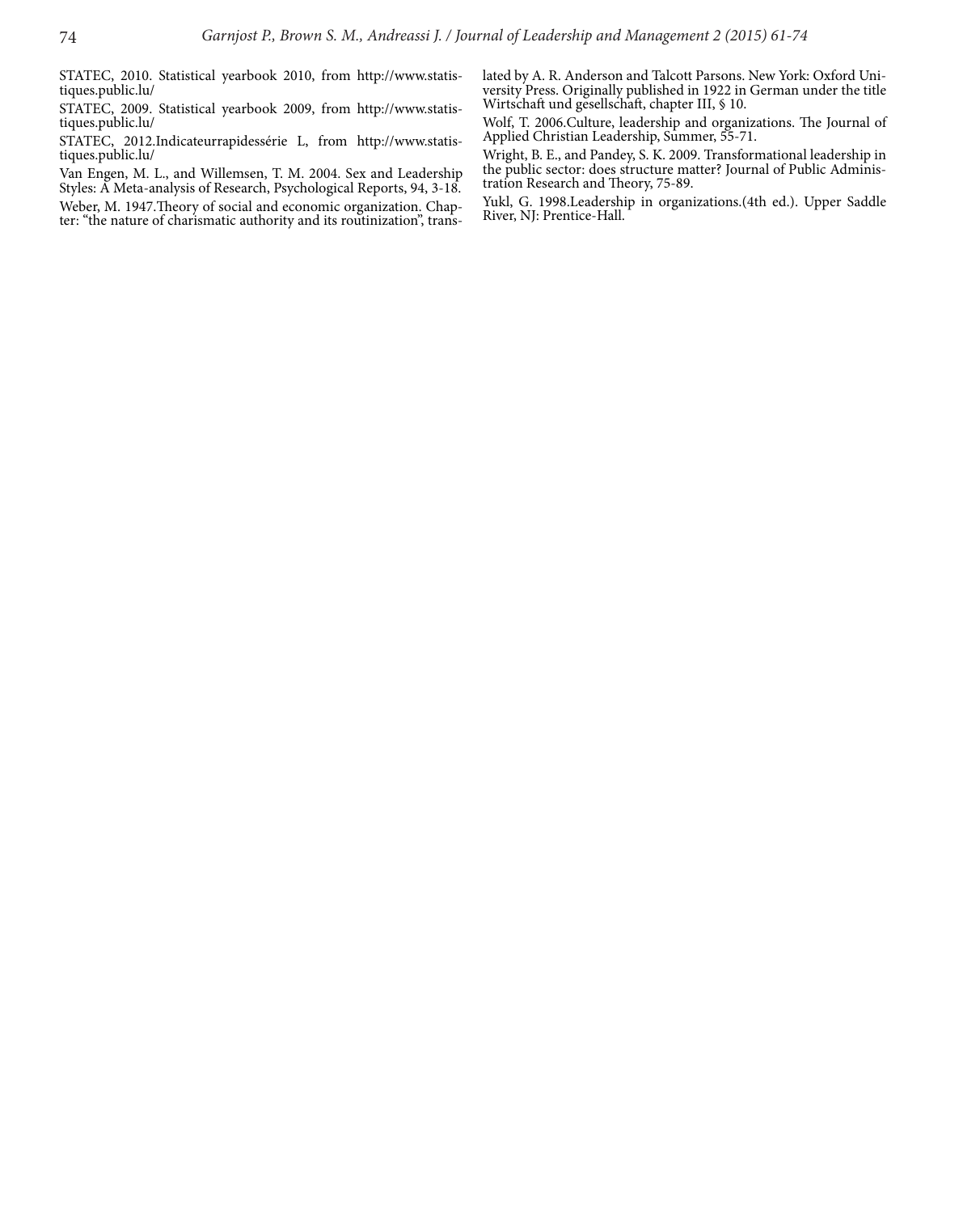STATEC, 2010. Statistical yearbook 2010, from http://www.statistiques.public.lu/

STATEC, 2009. Statistical yearbook 2009, from http://www.statistiques.public.lu/

STATEC, 2012.Indicateurrapidessérie L, from http://www.statistiques.public.lu/

Van Engen, M. L., and Willemsen, T. M. 2004. Sex and Leadership Styles: A Meta-analysis of Research, Psychological Reports, 94, 3-18.

Weber, M. 1947.Theory of social and economic organization. Chapter: "the nature of charismatic authority and its routinization", translated by A. R. Anderson and Talcott Parsons. New York: Oxford University Press. Originally published in 1922 in German under the title Wirtschaft und gesellschaft, chapter III, § 10.

Wolf, T. 2006.Culture, leadership and organizations. The Journal of Applied Christian Leadership, Summer, 55-71.

Wright, B. E., and Pandey, S. K. 2009. Transformational leadership in the public sector: does structure matter? Journal of Public Administration Research and Theory, 75-89.

Yukl, G. 1998.Leadership in organizations.(4th ed.). Upper Saddle River, NJ: Prentice-Hall.